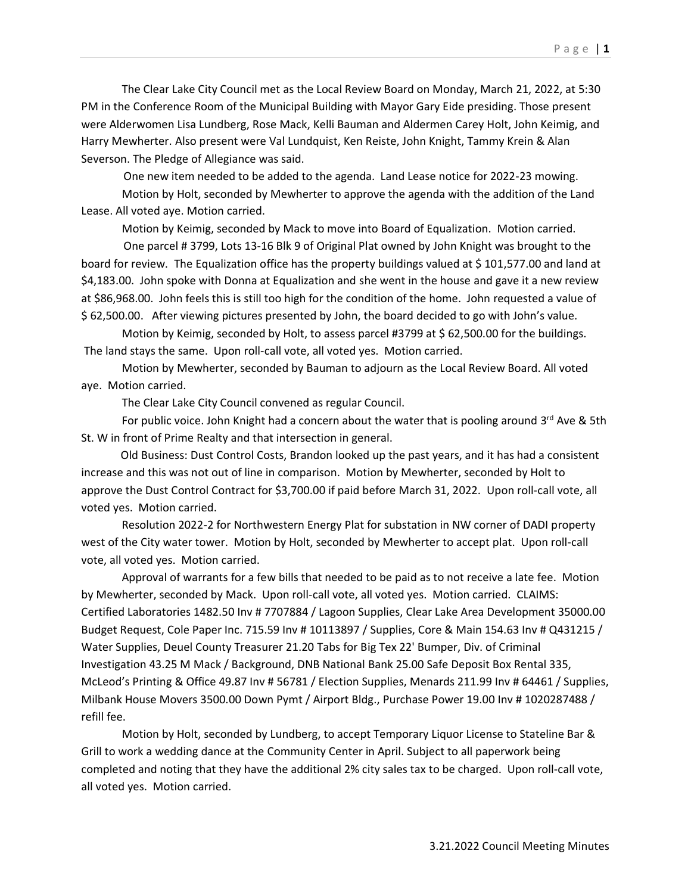The Clear Lake City Council met as the Local Review Board on Monday, March 21, 2022, at 5:30 PM in the Conference Room of the Municipal Building with Mayor Gary Eide presiding. Those present were Alderwomen Lisa Lundberg, Rose Mack, Kelli Bauman and Aldermen Carey Holt, John Keimig, and Harry Mewherter. Also present were Val Lundquist, Ken Reiste, John Knight, Tammy Krein & Alan Severson. The Pledge of Allegiance was said.

One new item needed to be added to the agenda. Land Lease notice for 2022-23 mowing.

Motion by Holt, seconded by Mewherter to approve the agenda with the addition of the Land Lease. All voted aye. Motion carried.

Motion by Keimig, seconded by Mack to move into Board of Equalization. Motion carried.

One parcel # 3799, Lots 13-16 Blk 9 of Original Plat owned by John Knight was brought to the board for review. The Equalization office has the property buildings valued at $ 101,577.00 and land at $4,183.00. John spoke with Donna at Equalization and she went in the house and gave it a new review at $86,968.00. John feels this is still too high for the condition of the home. John requested a value of $ 62,500.00. After viewing pictures presented by John, the board decided to go with John's value.

Motion by Keimig, seconded by Holt, to assess parcel #3799 at $ 62,500.00 for the buildings. The land stays the same. Upon roll-call vote, all voted yes. Motion carried.

Motion by Mewherter, seconded by Bauman to adjourn as the Local Review Board. All voted aye. Motion carried.

The Clear Lake City Council convened as regular Council.

For public voice. John Knight had a concern about the water that is pooling around 3rd Ave & 5th St. W in front of Prime Realty and that intersection in general.

Old Business: Dust Control Costs, Brandon looked up the past years, and it has had a consistent increase and this was not out of line in comparison. Motion by Mewherter, seconded by Holt to approve the Dust Control Contract for $3,700.00 if paid before March 31, 2022. Upon roll-call vote, all voted yes. Motion carried.

Resolution 2022-2 for Northwestern Energy Plat for substation in NW corner of DADI property west of the City water tower. Motion by Holt, seconded by Mewherter to accept plat. Upon roll-call vote, all voted yes. Motion carried.

Approval of warrants for a few bills that needed to be paid as to not receive a late fee. Motion by Mewherter, seconded by Mack. Upon roll-call vote, all voted yes. Motion carried. CLAIMS: Certified Laboratories 1482.50 Inv # 7707884 / Lagoon Supplies, Clear Lake Area Development 35000.00 Budget Request, Cole Paper Inc. 715.59 Inv # 10113897 / Supplies, Core & Main 154.63 Inv # Q431215 / Water Supplies, Deuel County Treasurer 21.20 Tabs for Big Tex 22' Bumper, Div. of Criminal Investigation 43.25 M Mack / Background, DNB National Bank 25.00 Safe Deposit Box Rental 335, McLeod's Printing & Office 49.87 Inv # 56781 / Election Supplies, Menards 211.99 Inv # 64461 / Supplies, Milbank House Movers 3500.00 Down Pymt / Airport Bldg., Purchase Power 19.00 Inv # 1020287488 / refill fee.

Motion by Holt, seconded by Lundberg, to accept Temporary Liquor License to Stateline Bar & Grill to work a wedding dance at the Community Center in April. Subject to all paperwork being completed and noting that they have the additional 2% city sales tax to be charged. Upon roll-call vote, all voted yes. Motion carried.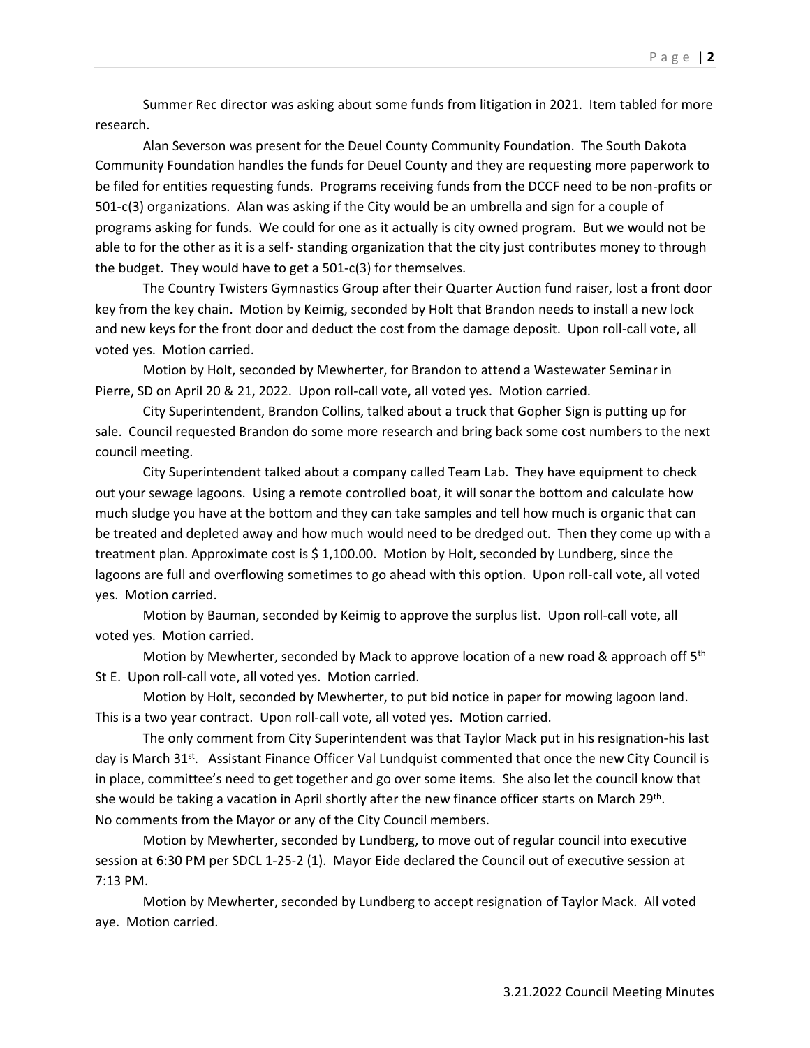Summer Rec director was asking about some funds from litigation in 2021. Item tabled for more research.

Alan Severson was present for the Deuel County Community Foundation. The South Dakota Community Foundation handles the funds for Deuel County and they are requesting more paperwork to be filed for entities requesting funds. Programs receiving funds from the DCCF need to be non-profits or 501-c(3) organizations. Alan was asking if the City would be an umbrella and sign for a couple of programs asking for funds. We could for one as it actually is city owned program. But we would not be able to for the other as it is a self- standing organization that the city just contributes money to through the budget. They would have to get a 501-c(3) for themselves.

The Country Twisters Gymnastics Group after their Quarter Auction fund raiser, lost a front door key from the key chain. Motion by Keimig, seconded by Holt that Brandon needs to install a new lock and new keys for the front door and deduct the cost from the damage deposit. Upon roll-call vote, all voted yes. Motion carried.

Motion by Holt, seconded by Mewherter, for Brandon to attend a Wastewater Seminar in Pierre, SD on April 20 & 21, 2022. Upon roll-call vote, all voted yes. Motion carried.

City Superintendent, Brandon Collins, talked about a truck that Gopher Sign is putting up for sale. Council requested Brandon do some more research and bring back some cost numbers to the next council meeting.

City Superintendent talked about a company called Team Lab. They have equipment to check out your sewage lagoons. Using a remote controlled boat, it will sonar the bottom and calculate how much sludge you have at the bottom and they can take samples and tell how much is organic that can be treated and depleted away and how much would need to be dredged out. Then they come up with a treatment plan. Approximate cost is $ 1,100.00. Motion by Holt, seconded by Lundberg, since the lagoons are full and overflowing sometimes to go ahead with this option. Upon roll-call vote, all voted yes. Motion carried.

Motion by Bauman, seconded by Keimig to approve the surplus list. Upon roll-call vote, all voted yes. Motion carried.

Motion by Mewherter, seconded by Mack to approve location of a new road & approach off 5th St E. Upon roll-call vote, all voted yes. Motion carried.

Motion by Holt, seconded by Mewherter, to put bid notice in paper for mowing lagoon land. This is a two year contract. Upon roll-call vote, all voted yes. Motion carried.

The only comment from City Superintendent was that Taylor Mack put in his resignation-his last day is March 31st. Assistant Finance Officer Val Lundquist commented that once the new City Council is in place, committee's need to get together and go over some items. She also let the council know that she would be taking a vacation in April shortly after the new finance officer starts on March 29th.
No comments from the Mayor or any of the City Council members.

Motion by Mewherter, seconded by Lundberg, to move out of regular council into executive session at 6:30 PM per SDCL 1-25-2 (1). Mayor Eide declared the Council out of executive session at 7:13 PM.

Motion by Mewherter, seconded by Lundberg to accept resignation of Taylor Mack. All voted aye. Motion carried.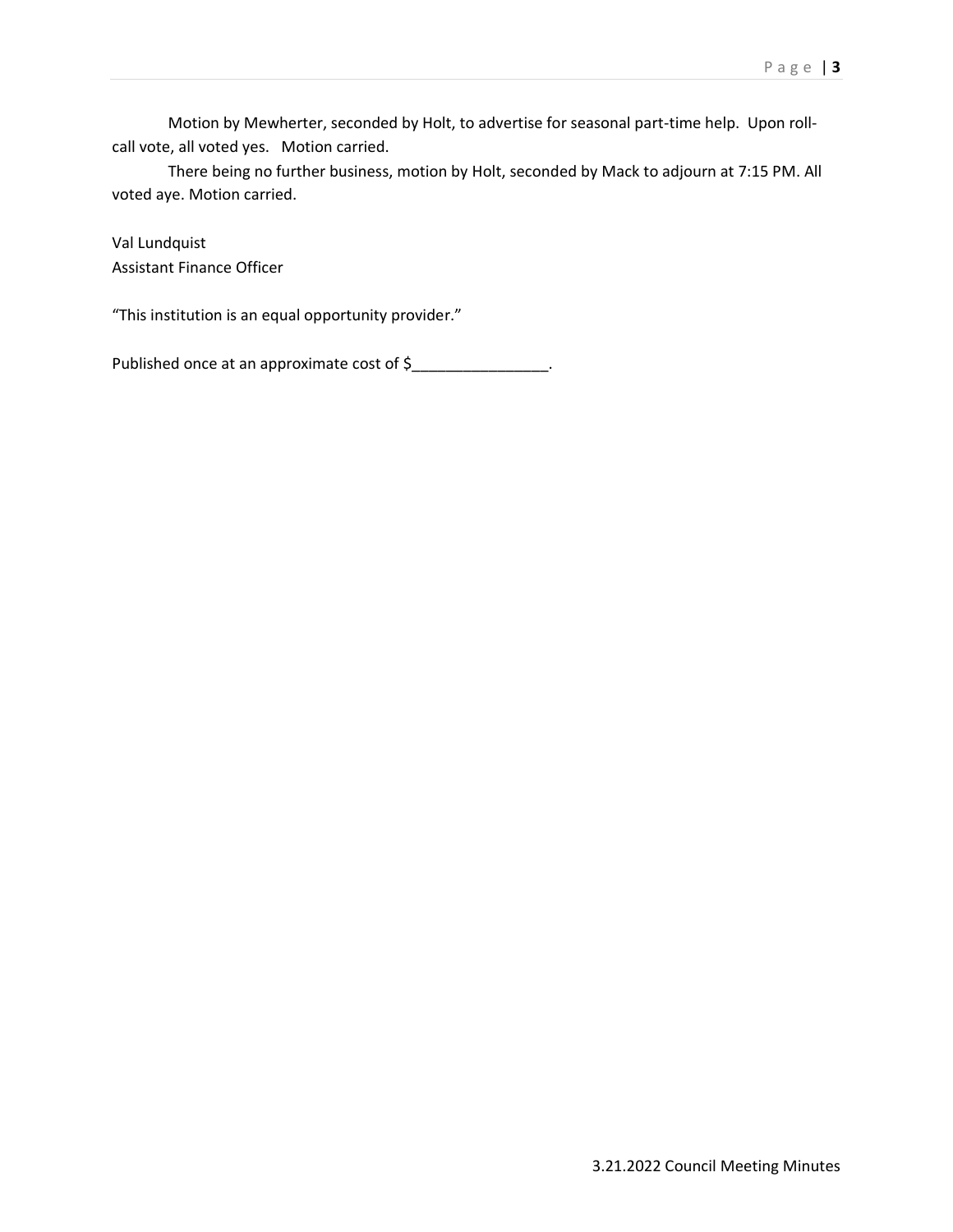Motion by Mewherter, seconded by Holt, to advertise for seasonal part-time help. Upon roll-call vote, all voted yes. Motion carried.

There being no further business, motion by Holt, seconded by Mack to adjourn at 7:15 PM. All voted aye. Motion carried.

Val Lundquist
Assistant Finance Officer

"This institution is an equal opportunity provider."

Published once at an approximate cost of $________________.